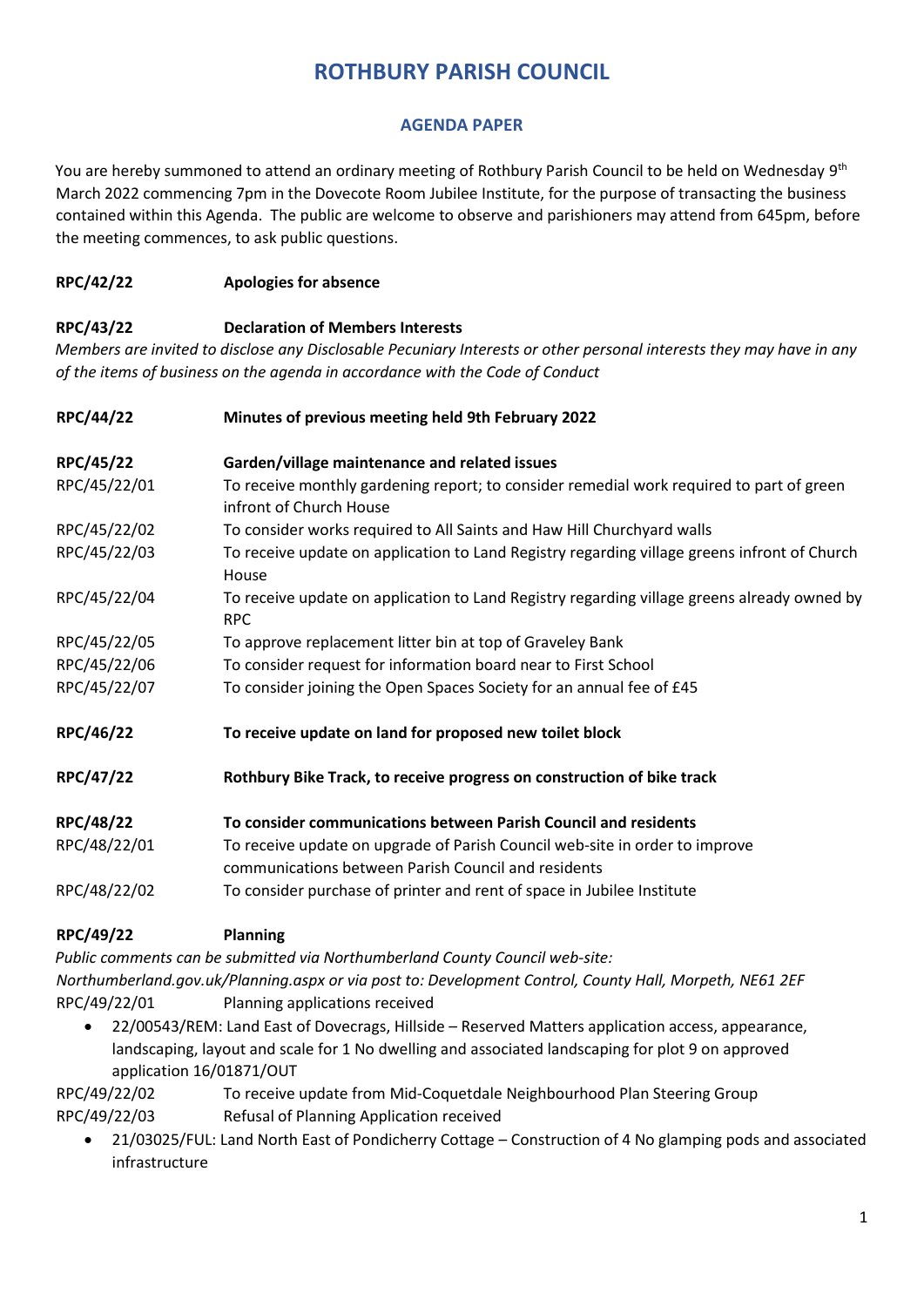# ROTHBURY PARISH COUNCIL

## AGENDA PAPER

You are hereby summoned to attend an ordinary meeting of Rothbury Parish Council to be held on Wednesday 9th March 2022 commencing 7pm in the Dovecote Room Jubilee Institute, for the purpose of transacting the business contained within this Agenda. The public are welcome to observe and parishioners may attend from 645pm, before the meeting commences, to ask public questions.

**RPC/42/22 Apologies for absence**

**RPC/43/22 Declaration of Members Interests**

*Members are invited to disclose any Disclosable Pecuniary Interests or other personal interests they may have in any of the items of business on the agenda in accordance with the Code of Conduct*

**RPC/44/22 Minutes of previous meeting held 9th February 2022**

**RPC/45/22 Garden/village maintenance and related issues**

| | |
|---|---|
| RPC/45/22/01 | To receive monthly gardening report; to consider remedial work required to part of green infront of Church House |
| RPC/45/22/02 | To consider works required to All Saints and Haw Hill Churchyard walls |
| RPC/45/22/03 | To receive update on application to Land Registry regarding village greens infront of Church House |
| RPC/45/22/04 | To receive update on application to Land Registry regarding village greens already owned by RPC |
| RPC/45/22/05 | To approve replacement litter bin at top of Graveley Bank |
| RPC/45/22/06 | To consider request for information board near to First School |
| RPC/45/22/07 | To consider joining the Open Spaces Society for an annual fee of £45 |

**RPC/46/22 To receive update on land for proposed new toilet block**

**RPC/47/22 Rothbury Bike Track, to receive progress on construction of bike track**

**RPC/48/22 To consider communications between Parish Council and residents**

| | |
|---|---|
| RPC/48/22/01 | To receive update on upgrade of Parish Council web-site in order to improve communications between Parish Council and residents |
| RPC/48/22/02 | To consider purchase of printer and rent of space in Jubilee Institute |

**RPC/49/22 Planning**

*Public comments can be submitted via Northumberland County Council web-site: Northumberland.gov.uk/Planning.aspx or via post to: Development Control, County Hall, Morpeth, NE61 2EF*

RPC/49/22/01 Planning applications received

- 22/00543/REM: Land East of Dovecrags, Hillside – Reserved Matters application access, appearance, landscaping, layout and scale for 1 No dwelling and associated landscaping for plot 9 on approved application 16/01871/OUT

RPC/49/22/02 To receive update from Mid-Coquetdale Neighbourhood Plan Steering Group

RPC/49/22/03 Refusal of Planning Application received

- 21/03025/FUL: Land North East of Pondicherry Cottage – Construction of 4 No glamping pods and associated infrastructure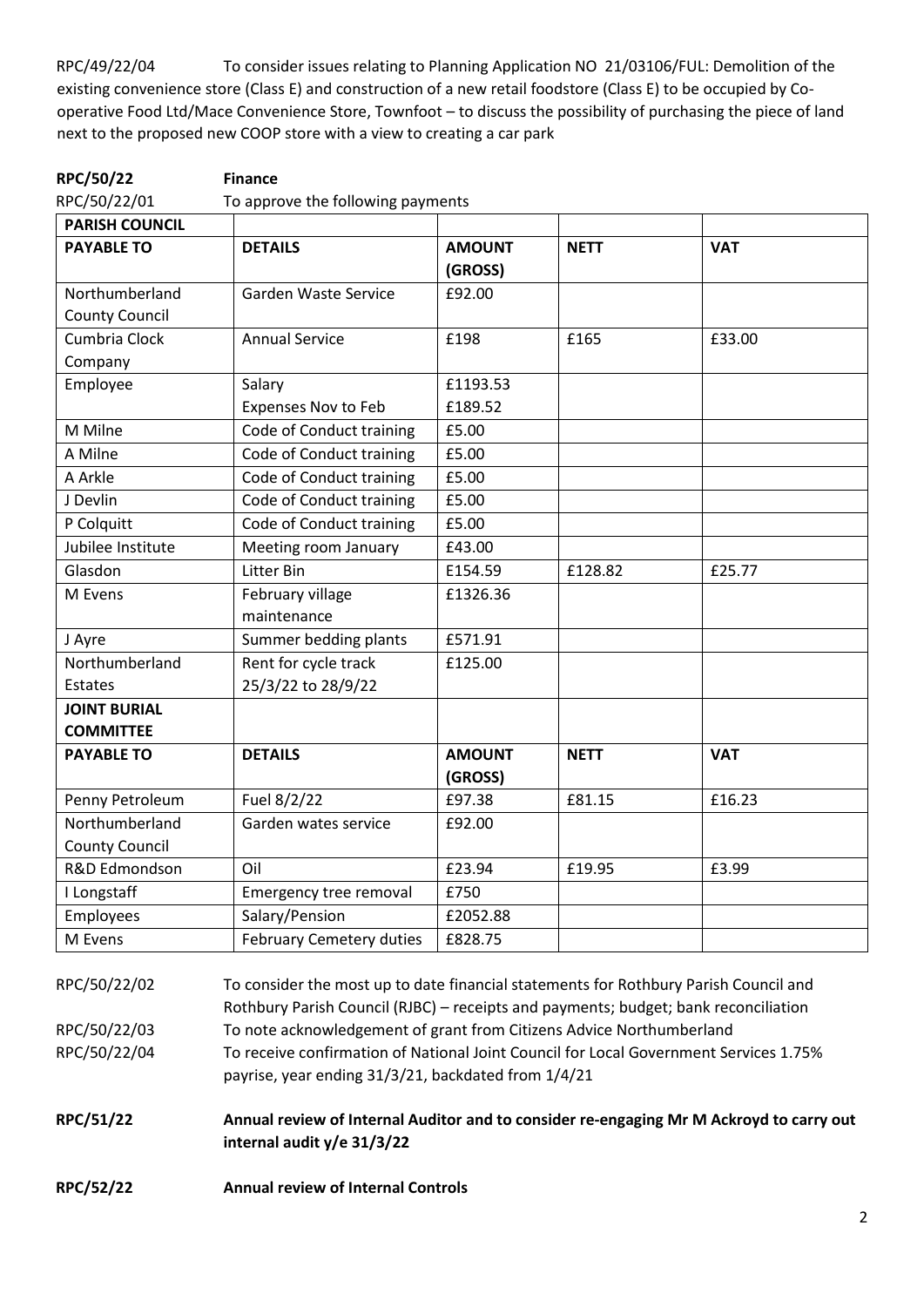RPC/49/22/04 To consider issues relating to Planning Application NO 21/03106/FUL: Demolition of the existing convenience store (Class E) and construction of a new retail foodstore (Class E) to be occupied by Co-operative Food Ltd/Mace Convenience Store, Townfoot – to discuss the possibility of purchasing the piece of land next to the proposed new COOP store with a view to creating a car park

**RPC/50/22 Finance**

RPC/50/22/01 To approve the following payments

| **PARISH COUNCIL** | | | | |
|---|---|---|---|---|
| **PAYABLE TO** | **DETAILS** | **AMOUNT (GROSS)** | **NETT** | **VAT** |
| Northumberland County Council | Garden Waste Service | £92.00 | | |
| Cumbria Clock Company | Annual Service | £198 | £165 | £33.00 |
| Employee | Salary<br>Expenses Nov to Feb | £1193.53<br>£189.52 | | |
| M Milne | Code of Conduct training | £5.00 | | |
| A Milne | Code of Conduct training | £5.00 | | |
| A Arkle | Code of Conduct training | £5.00 | | |
| J Devlin | Code of Conduct training | £5.00 | | |
| P Colquitt | Code of Conduct training | £5.00 | | |
| Jubilee Institute | Meeting room January | £43.00 | | |
| Glasdon | Litter Bin | E154.59 | £128.82 | £25.77 |
| M Evens | February village maintenance | £1326.36 | | |
| J Ayre | Summer bedding plants | £571.91 | | |
| Northumberland Estates | Rent for cycle track 25/3/22 to 28/9/22 | £125.00 | | |
| **JOINT BURIAL COMMITTEE** | | | | |
| **PAYABLE TO** | **DETAILS** | **AMOUNT (GROSS)** | **NETT** | **VAT** |
| Penny Petroleum | Fuel 8/2/22 | £97.38 | £81.15 | £16.23 |
| Northumberland County Council | Garden wates service | £92.00 | | |
| R&D Edmondson | Oil | £23.94 | £19.95 | £3.99 |
| I Longstaff | Emergency tree removal | £750 | | |
| Employees | Salary/Pension | £2052.88 | | |
| M Evens | February Cemetery duties | £828.75 | | |

RPC/50/22/02 To consider the most up to date financial statements for Rothbury Parish Council and Rothbury Parish Council (RJBC) – receipts and payments; budget; bank reconciliation

RPC/50/22/03 To note acknowledgement of grant from Citizens Advice Northumberland

RPC/50/22/04 To receive confirmation of National Joint Council for Local Government Services 1.75% payrise, year ending 31/3/21, backdated from 1/4/21

**RPC/51/22 Annual review of Internal Auditor and to consider re-engaging Mr M Ackroyd to carry out internal audit y/e 31/3/22**

**RPC/52/22 Annual review of Internal Controls**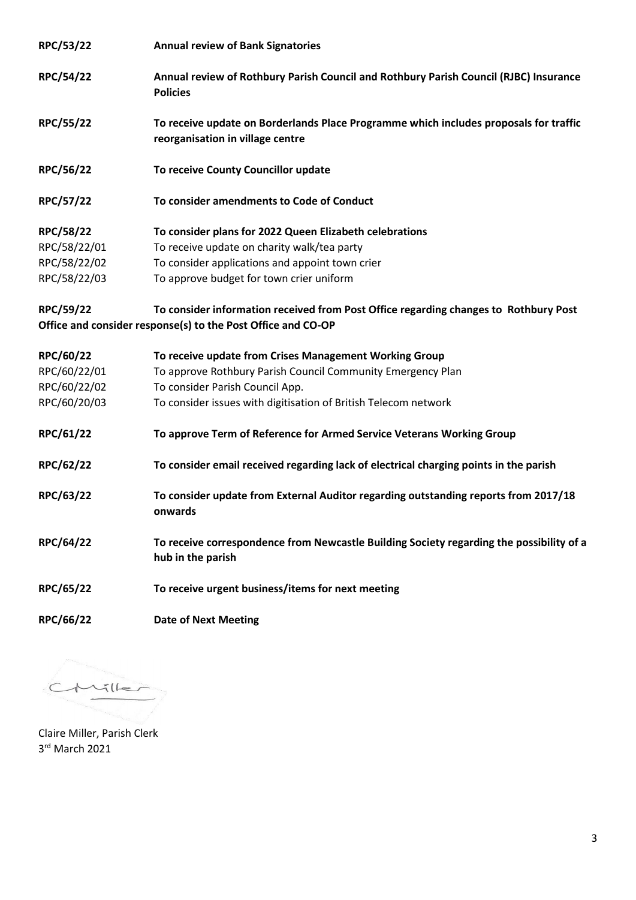**RPC/53/22** **Annual review of Bank Signatories**

**RPC/54/22** **Annual review of Rothbury Parish Council and Rothbury Parish Council (RJBC) Insurance Policies**

**RPC/55/22** **To receive update on Borderlands Place Programme which includes proposals for traffic reorganisation in village centre**

**RPC/56/22** **To receive County Councillor update**

**RPC/57/22** **To consider amendments to Code of Conduct**

**RPC/58/22** **To consider plans for 2022 Queen Elizabeth celebrations**
RPC/58/22/01 To receive update on charity walk/tea party
RPC/58/22/02 To consider applications and appoint town crier
RPC/58/22/03 To approve budget for town crier uniform

**RPC/59/22** **To consider information received from Post Office regarding changes to Rothbury Post Office and consider response(s) to the Post Office and CO-OP**

**RPC/60/22** **To receive update from Crises Management Working Group**
RPC/60/22/01 To approve Rothbury Parish Council Community Emergency Plan
RPC/60/22/02 To consider Parish Council App.
RPC/60/20/03 To consider issues with digitisation of British Telecom network

**RPC/61/22** **To approve Term of Reference for Armed Service Veterans Working Group**

**RPC/62/22** **To consider email received regarding lack of electrical charging points in the parish**

**RPC/63/22** **To consider update from External Auditor regarding outstanding reports from 2017/18 onwards**

**RPC/64/22** **To receive correspondence from Newcastle Building Society regarding the possibility of a hub in the parish**

**RPC/65/22** **To receive urgent business/items for next meeting**

**RPC/66/22** **Date of Next Meeting**

Claire Miller, Parish Clerk
3rd March 2021